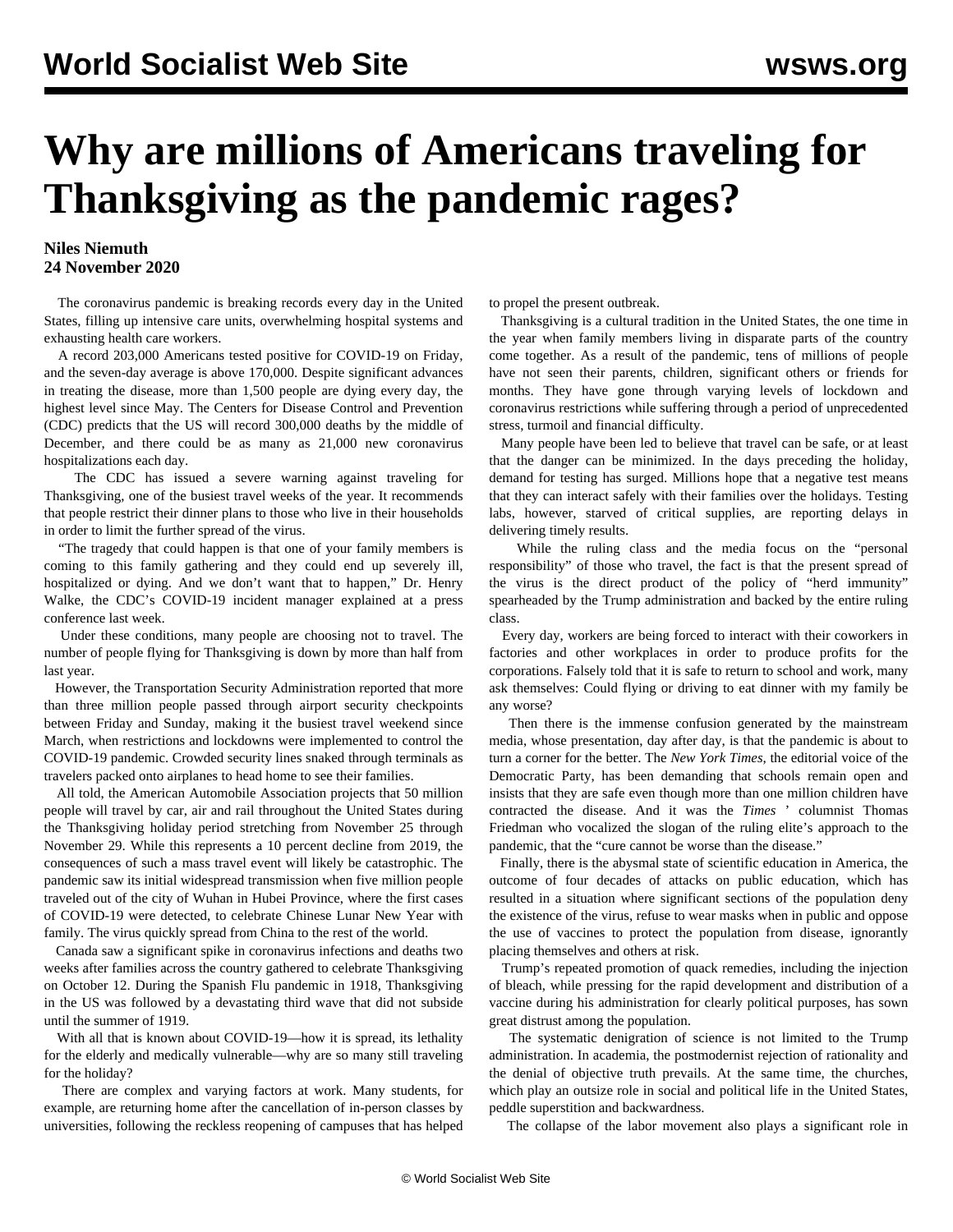# Why are millions of Americans traveling for Thanksgiving as the pandemic rages?

**Niles Niemuth**
**24 November 2020**

The coronavirus pandemic is breaking records every day in the United States, filling up intensive care units, overwhelming hospital systems and exhausting health care workers.

A record 203,000 Americans tested positive for COVID-19 on Friday, and the seven-day average is above 170,000. Despite significant advances in treating the disease, more than 1,500 people are dying every day, the highest level since May. The Centers for Disease Control and Prevention (CDC) predicts that the US will record 300,000 deaths by the middle of December, and there could be as many as 21,000 new coronavirus hospitalizations each day.

The CDC has issued a severe warning against traveling for Thanksgiving, one of the busiest travel weeks of the year. It recommends that people restrict their dinner plans to those who live in their households in order to limit the further spread of the virus.

"The tragedy that could happen is that one of your family members is coming to this family gathering and they could end up severely ill, hospitalized or dying. And we don't want that to happen," Dr. Henry Walke, the CDC's COVID-19 incident manager explained at a press conference last week.

Under these conditions, many people are choosing not to travel. The number of people flying for Thanksgiving is down by more than half from last year.

However, the Transportation Security Administration reported that more than three million people passed through airport security checkpoints between Friday and Sunday, making it the busiest travel weekend since March, when restrictions and lockdowns were implemented to control the COVID-19 pandemic. Crowded security lines snaked through terminals as travelers packed onto airplanes to head home to see their families.

All told, the American Automobile Association projects that 50 million people will travel by car, air and rail throughout the United States during the Thanksgiving holiday period stretching from November 25 through November 29. While this represents a 10 percent decline from 2019, the consequences of such a mass travel event will likely be catastrophic. The pandemic saw its initial widespread transmission when five million people traveled out of the city of Wuhan in Hubei Province, where the first cases of COVID-19 were detected, to celebrate Chinese Lunar New Year with family. The virus quickly spread from China to the rest of the world.

Canada saw a significant spike in coronavirus infections and deaths two weeks after families across the country gathered to celebrate Thanksgiving on October 12. During the Spanish Flu pandemic in 1918, Thanksgiving in the US was followed by a devastating third wave that did not subside until the summer of 1919.

With all that is known about COVID-19—how it is spread, its lethality for the elderly and medically vulnerable—why are so many still traveling for the holiday?

There are complex and varying factors at work. Many students, for example, are returning home after the cancellation of in-person classes by universities, following the reckless reopening of campuses that has helped to propel the present outbreak.

Thanksgiving is a cultural tradition in the United States, the one time in the year when family members living in disparate parts of the country come together. As a result of the pandemic, tens of millions of people have not seen their parents, children, significant others or friends for months. They have gone through varying levels of lockdown and coronavirus restrictions while suffering through a period of unprecedented stress, turmoil and financial difficulty.

Many people have been led to believe that travel can be safe, or at least that the danger can be minimized. In the days preceding the holiday, demand for testing has surged. Millions hope that a negative test means that they can interact safely with their families over the holidays. Testing labs, however, starved of critical supplies, are reporting delays in delivering timely results.

While the ruling class and the media focus on the "personal responsibility" of those who travel, the fact is that the present spread of the virus is the direct product of the policy of "herd immunity" spearheaded by the Trump administration and backed by the entire ruling class.

Every day, workers are being forced to interact with their coworkers in factories and other workplaces in order to produce profits for the corporations. Falsely told that it is safe to return to school and work, many ask themselves: Could flying or driving to eat dinner with my family be any worse?

Then there is the immense confusion generated by the mainstream media, whose presentation, day after day, is that the pandemic is about to turn a corner for the better. The *New York Times*, the editorial voice of the Democratic Party, has been demanding that schools remain open and insists that they are safe even though more than one million children have contracted the disease. And it was the *Times* ' columnist Thomas Friedman who vocalized the slogan of the ruling elite's approach to the pandemic, that the "cure cannot be worse than the disease."

Finally, there is the abysmal state of scientific education in America, the outcome of four decades of attacks on public education, which has resulted in a situation where significant sections of the population deny the existence of the virus, refuse to wear masks when in public and oppose the use of vaccines to protect the population from disease, ignorantly placing themselves and others at risk.

Trump's repeated promotion of quack remedies, including the injection of bleach, while pressing for the rapid development and distribution of a vaccine during his administration for clearly political purposes, has sown great distrust among the population.

The systematic denigration of science is not limited to the Trump administration. In academia, the postmodernist rejection of rationality and the denial of objective truth prevails. At the same time, the churches, which play an outsize role in social and political life in the United States, peddle superstition and backwardness.

The collapse of the labor movement also plays a significant role in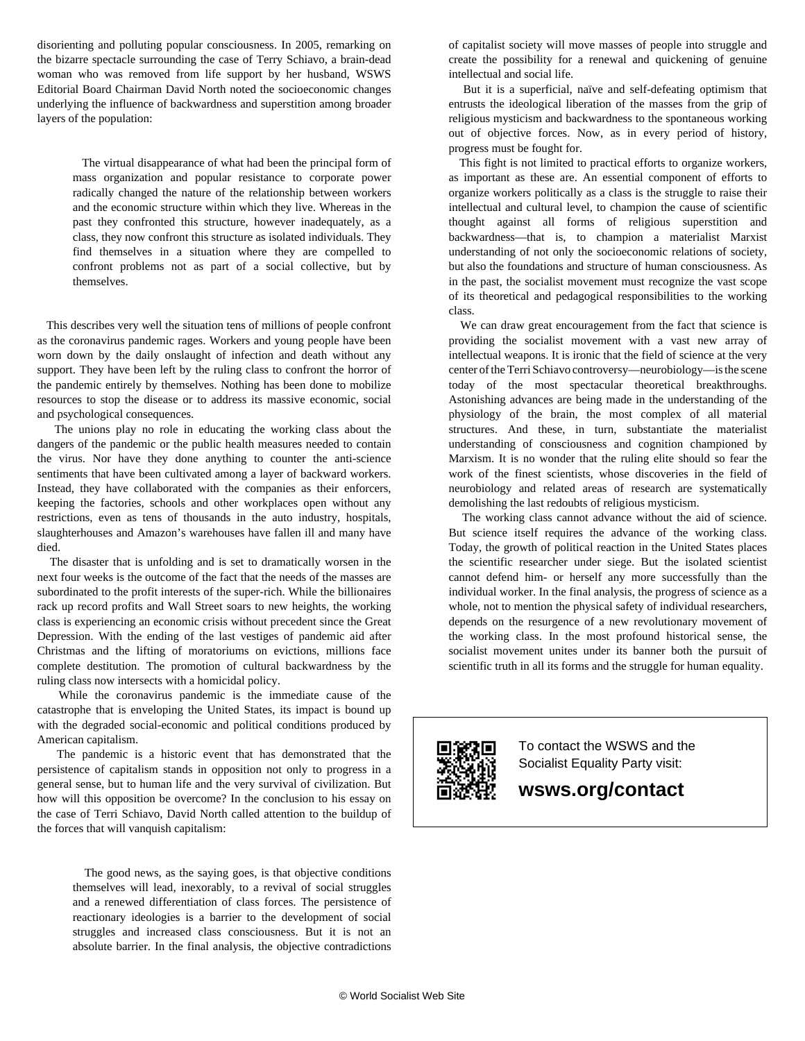disorienting and polluting popular consciousness. In 2005, remarking on the bizarre spectacle surrounding the case of Terry Schiavo, a brain-dead woman who was removed from life support by her husband, WSWS Editorial Board Chairman David North noted the socioeconomic changes underlying the influence of backwardness and superstition among broader layers of the population:

> The virtual disappearance of what had been the principal form of mass organization and popular resistance to corporate power radically changed the nature of the relationship between workers and the economic structure within which they live. Whereas in the past they confronted this structure, however inadequately, as a class, they now confront this structure as isolated individuals. They find themselves in a situation where they are compelled to confront problems not as part of a social collective, but by themselves.

This describes very well the situation tens of millions of people confront as the coronavirus pandemic rages. Workers and young people have been worn down by the daily onslaught of infection and death without any support. They have been left by the ruling class to confront the horror of the pandemic entirely by themselves. Nothing has been done to mobilize resources to stop the disease or to address its massive economic, social and psychological consequences.

The unions play no role in educating the working class about the dangers of the pandemic or the public health measures needed to contain the virus. Nor have they done anything to counter the anti-science sentiments that have been cultivated among a layer of backward workers. Instead, they have collaborated with the companies as their enforcers, keeping the factories, schools and other workplaces open without any restrictions, even as tens of thousands in the auto industry, hospitals, slaughterhouses and Amazon's warehouses have fallen ill and many have died.

The disaster that is unfolding and is set to dramatically worsen in the next four weeks is the outcome of the fact that the needs of the masses are subordinated to the profit interests of the super-rich. While the billionaires rack up record profits and Wall Street soars to new heights, the working class is experiencing an economic crisis without precedent since the Great Depression. With the ending of the last vestiges of pandemic aid after Christmas and the lifting of moratoriums on evictions, millions face complete destitution. The promotion of cultural backwardness by the ruling class now intersects with a homicidal policy.

While the coronavirus pandemic is the immediate cause of the catastrophe that is enveloping the United States, its impact is bound up with the degraded social-economic and political conditions produced by American capitalism.

The pandemic is a historic event that has demonstrated that the persistence of capitalism stands in opposition not only to progress in a general sense, but to human life and the very survival of civilization. But how will this opposition be overcome? In the conclusion to his essay on the case of Terri Schiavo, David North called attention to the buildup of the forces that will vanquish capitalism:

> The good news, as the saying goes, is that objective conditions themselves will lead, inexorably, to a revival of social struggles and a renewed differentiation of class forces. The persistence of reactionary ideologies is a barrier to the development of social struggles and increased class consciousness. But it is not an absolute barrier. In the final analysis, the objective contradictions of capitalist society will move masses of people into struggle and create the possibility for a renewal and quickening of genuine intellectual and social life.
>
> But it is a superficial, naïve and self-defeating optimism that entrusts the ideological liberation of the masses from the grip of religious mysticism and backwardness to the spontaneous working out of objective forces. Now, as in every period of history, progress must be fought for.
>
> This fight is not limited to practical efforts to organize workers, as important as these are. An essential component of efforts to organize workers politically as a class is the struggle to raise their intellectual and cultural level, to champion the cause of scientific thought against all forms of religious superstition and backwardness—that is, to champion a materialist Marxist understanding of not only the socioeconomic relations of society, but also the foundations and structure of human consciousness. As in the past, the socialist movement must recognize the vast scope of its theoretical and pedagogical responsibilities to the working class.
>
> We can draw great encouragement from the fact that science is providing the socialist movement with a vast new array of intellectual weapons. It is ironic that the field of science at the very center of the Terri Schiavo controversy—neurobiology—is the scene today of the most spectacular theoretical breakthroughs. Astonishing advances are being made in the understanding of the physiology of the brain, the most complex of all material structures. And these, in turn, substantiate the materialist understanding of consciousness and cognition championed by Marxism. It is no wonder that the ruling elite should so fear the work of the finest scientists, whose discoveries in the field of neurobiology and related areas of research are systematically demolishing the last redoubts of religious mysticism.
>
> The working class cannot advance without the aid of science. But science itself requires the advance of the working class. Today, the growth of political reaction in the United States places the scientific researcher under siege. But the isolated scientist cannot defend him- or herself any more successfully than the individual worker. In the final analysis, the progress of science as a whole, not to mention the physical safety of individual researchers, depends on the resurgence of a new revolutionary movement of the working class. In the most profound historical sense, the socialist movement unites under its banner both the pursuit of scientific truth in all its forms and the struggle for human equality.

To contact the WSWS and the Socialist Equality Party visit:

**wsws.org/contact**